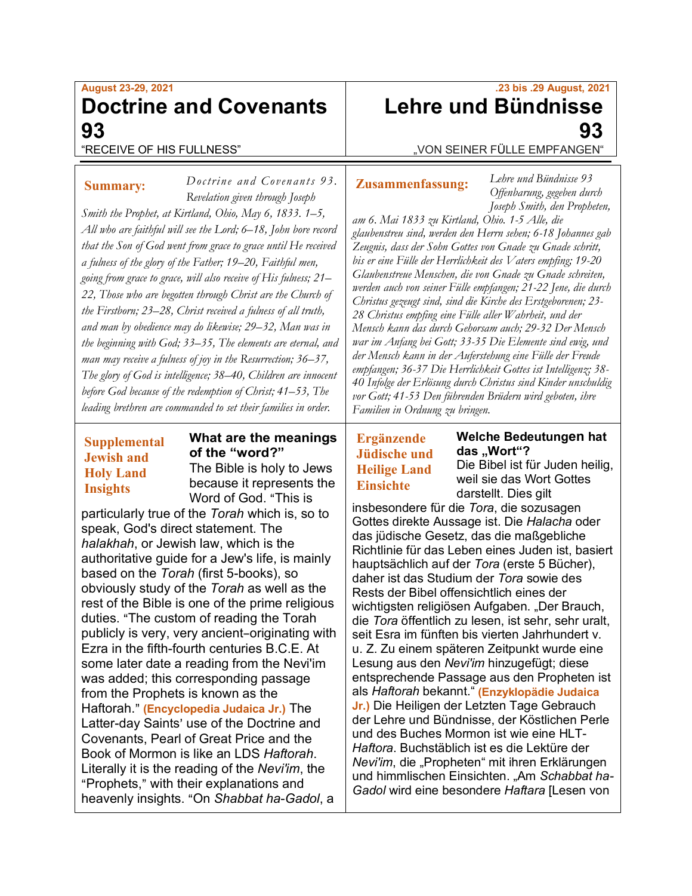August 23-29, 2021

# Doctrine and Covenants 93

"RECEIVE OF HIS FULLNESS"

.23 bis .29 August, 2021

# Lehre und Bündnisse 93

„VON SEINER FÜLLE EMPFANGEN"

**Summary:** *Doctrine and Covenants 93. Revelation given through Joseph Smith the Prophet, at Kirtland, Ohio, May 6, 1833. 1–5, All who are faithful will see the Lord; 6–18, John bore record that the Son of God went from grace to grace until He received a fulness of the glory of the Father; 19–20, Faithful men, going from grace to grace, will also receive of His fulness; 21–22, Those who are begotten through Christ are the Church of the Firstborn; 23–28, Christ received a fulness of all truth, and man by obedience may do likewise; 29–32, Man was in the beginning with God; 33–35, The elements are eternal, and man may receive a fulness of joy in the Resurrection; 36–37, The glory of God is intelligence; 38–40, Children are innocent before God because of the redemption of Christ; 41–53, The leading brethren are commanded to set their families in order.*

**Zusammenfassung:** *Lehre und Bündnisse 93 Offenbarung, gegeben durch Joseph Smith, den Propheten, am 6. Mai 1833 zu Kirtland, Ohio. 1-5 Alle, die glaubenstreu sind, werden den Herrn sehen; 6-18 Johannes gab Zeugnis, dass der Sohn Gottes von Gnade zu Gnade schritt, bis er eine Fülle der Herrlichkeit des Vaters empfing; 19-20 Glaubenstreue Menschen, die von Gnade zu Gnade schreiten, werden auch von seiner Fülle empfangen; 21-22 Jene, die durch Christus gezeugt sind, sind die Kirche des Erstgeborenen; 23-28 Christus empfing eine Fülle aller Wahrheit, und der Mensch kann das durch Gehorsam auch; 29-32 Der Mensch war im Anfang bei Gott; 33-35 Die Elemente sind ewig, und der Mensch kann in der Auferstehung eine Fülle der Freude empfangen; 36-37 Die Herrlichkeit Gottes ist Intelligenz; 38-40 Infolge der Erlösung durch Christus sind Kinder unschuldig vor Gott; 41-53 Den führenden Brüdern wird geboten, ihre Familien in Ordnung zu bringen.*

## Supplemental Jewish and Holy Land Insights

### What are the meanings of the "word?"

The Bible is holy to Jews because it represents the Word of God. "This is particularly true of the *Torah* which is, so to speak, God's direct statement. The *halakhah*, or Jewish law, which is the authoritative guide for a Jew's life, is mainly based on the *Torah* (first 5-books), so obviously study of the *Torah* as well as the rest of the Bible is one of the prime religious duties. "The custom of reading the Torah publicly is very, very ancient–originating with Ezra in the fifth-fourth centuries B.C.E. At some later date a reading from the Nevi'im was added; this corresponding passage from the Prophets is known as the Haftorah." **(Encyclopedia Judaica Jr.)** The Latter-day Saints' use of the Doctrine and Covenants, Pearl of Great Price and the Book of Mormon is like an LDS *Haftorah*. Literally it is the reading of the *Nevi'im*, the "Prophets," with their explanations and heavenly insights. "On *Shabbat ha-Gadol*, a

## Ergänzende Jüdische und Heilige Land Einsichte

### Welche Bedeutungen hat das „Wort"?

Die Bibel ist für Juden heilig, weil sie das Wort Gottes darstellt. Dies gilt insbesondere für die *Tora*, die sozusagen Gottes direkte Aussage ist. Die *Halacha* oder das jüdische Gesetz, das die maßgebliche Richtlinie für das Leben eines Juden ist, basiert hauptsächlich auf der *Tora* (erste 5 Bücher), daher ist das Studium der *Tora* sowie des Rests der Bibel offensichtlich eines der wichtigsten religiösen Aufgaben. „Der Brauch, die *Tora* öffentlich zu lesen, ist sehr, sehr uralt, seit Esra im fünften bis vierten Jahrhundert v. u. Z. Zu einem späteren Zeitpunkt wurde eine Lesung aus den *Nevi'im* hinzugefügt; diese entsprechende Passage aus den Propheten ist als *Haftorah* bekannt." **(Enzyklopädie Judaica Jr.)** Die Heiligen der Letzten Tage Gebrauch der Lehre und Bündnisse, der Köstlichen Perle und des Buches Mormon ist wie eine HLT-*Haftora*. Buchstäblich ist es die Lektüre der *Nevi'im*, die „Propheten" mit ihren Erklärungen und himmlischen Einsichten. „Am *Schabbat ha-Gadol* wird eine besondere *Haftara* [Lesen von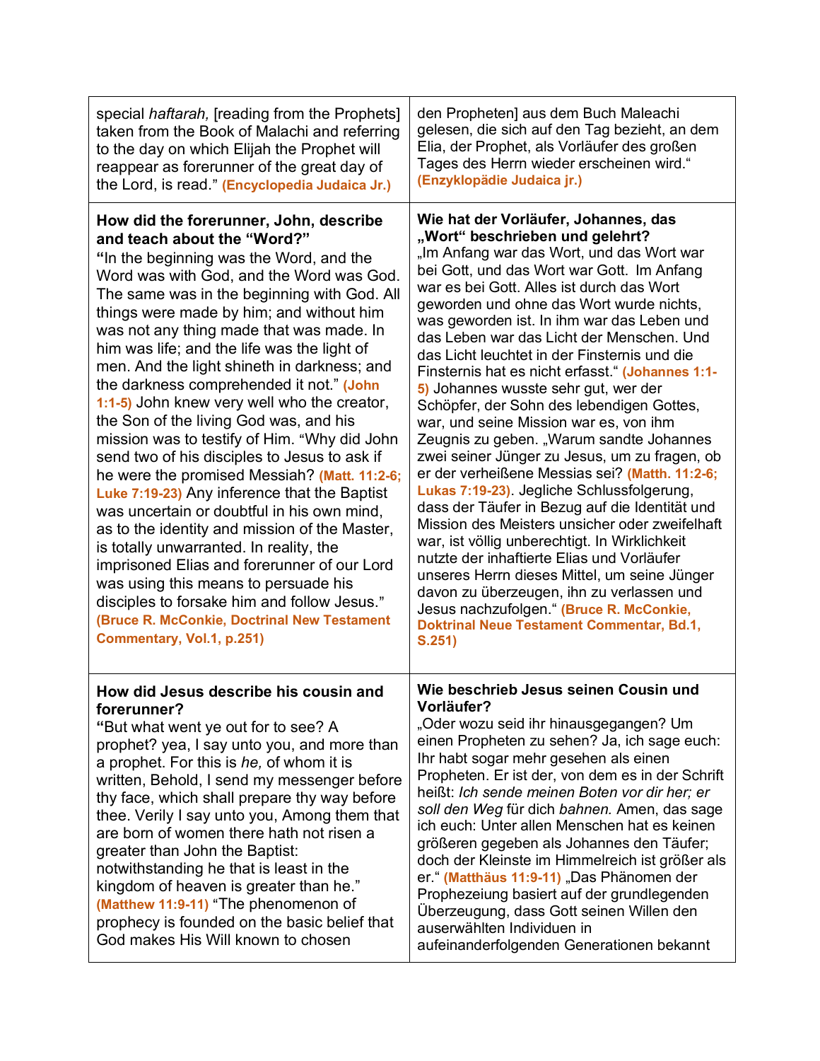| | |
|---|---|
| special *haftarah,* [reading from the Prophets] taken from the Book of Malachi and referring to the day on which Elijah the Prophet will reappear as forerunner of the great day of the Lord, is read." **(Encyclopedia Judaica Jr.)** | den Propheten] aus dem Buch Maleachi gelesen, die sich auf den Tag bezieht, an dem Elia, der Prophet, als Vorläufer des großen Tages des Herrn wieder erscheinen wird." **(Enzyklopädie Judaica jr.)** |
| **How did the forerunner, John, describe and teach about the "Word?"** "In the beginning was the Word, and the Word was with God, and the Word was God. The same was in the beginning with God. All things were made by him; and without him was not any thing made that was made. In him was life; and the life was the light of men. And the light shineth in darkness; and the darkness comprehended it not." **(John 1:1-5)** John knew very well who the creator, the Son of the living God was, and his mission was to testify of Him. "Why did John send two of his disciples to Jesus to ask if he were the promised Messiah? **(Matt. 11:2-6; Luke 7:19-23)** Any inference that the Baptist was uncertain or doubtful in his own mind, as to the identity and mission of the Master, is totally unwarranted. In reality, the imprisoned Elias and forerunner of our Lord was using this means to persuade his disciples to forsake him and follow Jesus." **(Bruce R. McConkie, Doctrinal New Testament Commentary, Vol.1, p.251)** | **Wie hat der Vorläufer, Johannes, das „Wort" beschrieben und gelehrt?** „Im Anfang war das Wort, und das Wort war bei Gott, und das Wort war Gott. Im Anfang war es bei Gott. Alles ist durch das Wort geworden und ohne das Wort wurde nichts, was geworden ist. In ihm war das Leben und das Leben war das Licht der Menschen. Und das Licht leuchtet in der Finsternis und die Finsternis hat es nicht erfasst." **(Johannes 1:1-5)** Johannes wusste sehr gut, wer der Schöpfer, der Sohn des lebendigen Gottes, war, und seine Mission war es, von ihm Zeugnis zu geben. „Warum sandte Johannes zwei seiner Jünger zu Jesus, um zu fragen, ob er der verheißene Messias sei? **(Matth. 11:2-6; Lukas 7:19-23)**. Jegliche Schlussfolgerung, dass der Täufer in Bezug auf die Identität und Mission des Meisters unsicher oder zweifelhaft war, ist völlig unberechtigt. In Wirklichkeit nutzte der inhaftierte Elias und Vorläufer unseres Herrn dieses Mittel, um seine Jünger davon zu überzeugen, ihn zu verlassen und Jesus nachzufolgen." **(Bruce R. McConkie, Doktrinal Neue Testament Commentar, Bd.1, S.251)** |
| **How did Jesus describe his cousin and forerunner?** "But what went ye out for to see? A prophet? yea, I say unto you, and more than a prophet. For this is *he,* of whom it is written, Behold, I send my messenger before thy face, which shall prepare thy way before thee. Verily I say unto you, Among them that are born of women there hath not risen a greater than John the Baptist: notwithstanding he that is least in the kingdom of heaven is greater than he." **(Matthew 11:9-11)** "The phenomenon of prophecy is founded on the basic belief that God makes His Will known to chosen | **Wie beschrieb Jesus seinen Cousin und Vorläufer?** „Oder wozu seid ihr hinausgegangen? Um einen Propheten zu sehen? Ja, ich sage euch: Ihr habt sogar mehr gesehen als einen Propheten. Er ist der, von dem es in der Schrift heißt: *Ich sende meinen Boten vor dir her; er soll den Weg* für dich *bahnen.* Amen, das sage ich euch: Unter allen Menschen hat es keinen größeren gegeben als Johannes den Täufer; doch der Kleinste im Himmelreich ist größer als er." **(Matthäus 11:9-11)** „Das Phänomen der Prophezeiung basiert auf der grundlegenden Überzeugung, dass Gott seinen Willen den auserwählten Individuen in aufeinanderfolgenden Generationen bekannt |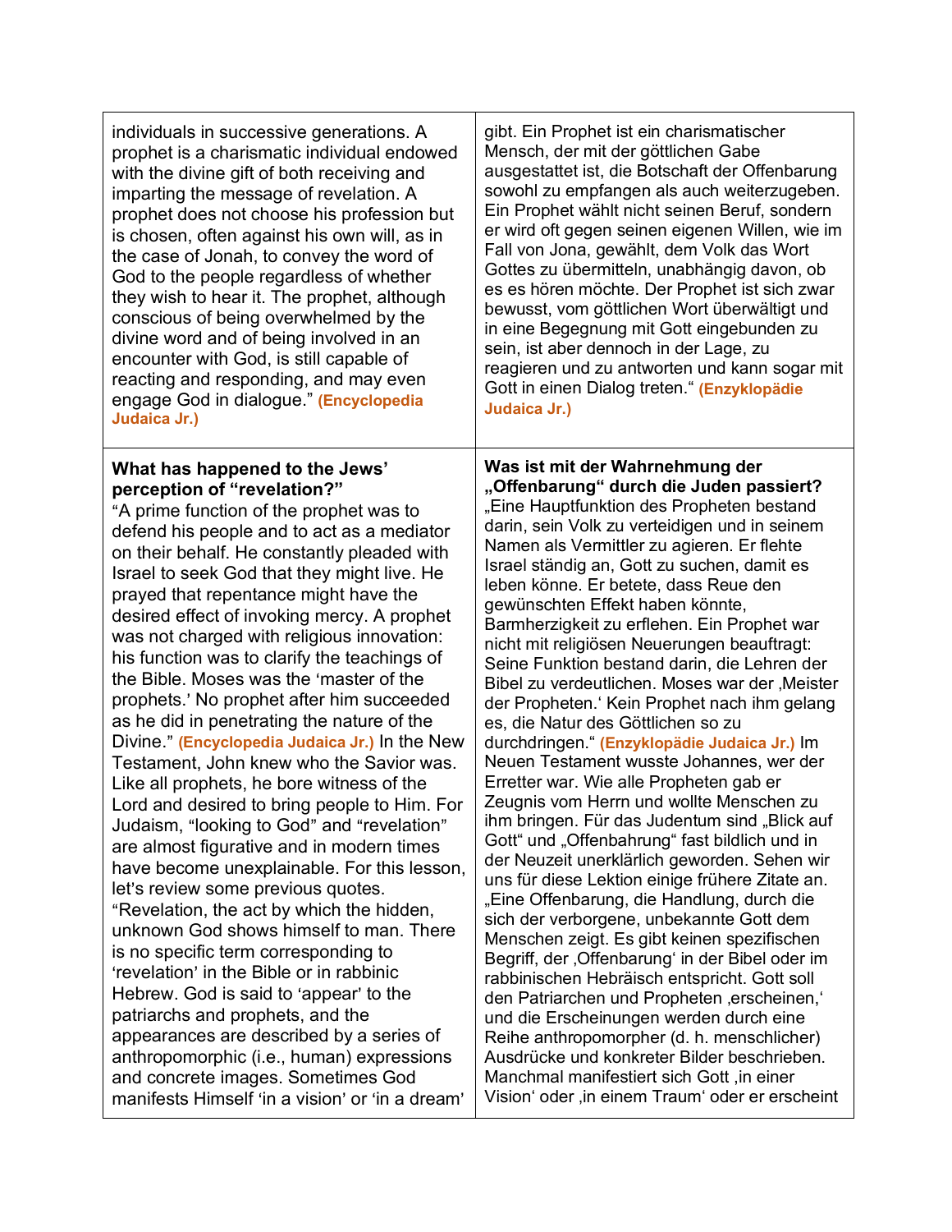| | |
|---|---|
| individuals in successive generations. A prophet is a charismatic individual endowed with the divine gift of both receiving and imparting the message of revelation. A prophet does not choose his profession but is chosen, often against his own will, as in the case of Jonah, to convey the word of God to the people regardless of whether they wish to hear it. The prophet, although conscious of being overwhelmed by the divine word and of being involved in an encounter with God, is still capable of reacting and responding, and may even engage God in dialogue." **(Encyclopedia Judaica Jr.)** | gibt. Ein Prophet ist ein charismatischer Mensch, der mit der göttlichen Gabe ausgestattet ist, die Botschaft der Offenbarung sowohl zu empfangen als auch weiterzugeben. Ein Prophet wählt nicht seinen Beruf, sondern er wird oft gegen seinen eigenen Willen, wie im Fall von Jona, gewählt, dem Volk das Wort Gottes zu übermitteln, unabhängig davon, ob es es hören möchte. Der Prophet ist sich zwar bewusst, vom göttlichen Wort überwältigt und in eine Begegnung mit Gott eingebunden zu sein, ist aber dennoch in der Lage, zu reagieren und zu antworten und kann sogar mit Gott in einen Dialog treten." **(Enzyklopädie Judaica Jr.)** |
| **What has happened to the Jews' perception of "revelation?"** "A prime function of the prophet was to defend his people and to act as a mediator on their behalf. He constantly pleaded with Israel to seek God that they might live. He prayed that repentance might have the desired effect of invoking mercy. A prophet was not charged with religious innovation: his function was to clarify the teachings of the Bible. Moses was the 'master of the prophets.' No prophet after him succeeded as he did in penetrating the nature of the Divine." **(Encyclopedia Judaica Jr.)** In the New Testament, John knew who the Savior was. Like all prophets, he bore witness of the Lord and desired to bring people to Him. For Judaism, "looking to God" and "revelation" are almost figurative and in modern times have become unexplainable. For this lesson, let's review some previous quotes. "Revelation, the act by which the hidden, unknown God shows himself to man. There is no specific term corresponding to 'revelation' in the Bible or in rabbinic Hebrew. God is said to 'appear' to the patriarchs and prophets, and the appearances are described by a series of anthropomorphic (i.e., human) expressions and concrete images. Sometimes God manifests Himself 'in a vision' or 'in a dream' | **Was ist mit der Wahrnehmung der „Offenbarung" durch die Juden passiert?** „Eine Hauptfunktion des Propheten bestand darin, sein Volk zu verteidigen und in seinem Namen als Vermittler zu agieren. Er flehte Israel ständig an, Gott zu suchen, damit es leben könne. Er betete, dass Reue den gewünschten Effekt haben könnte, Barmherzigkeit zu erflehen. Ein Prophet war nicht mit religiösen Neuerungen beauftragt: Seine Funktion bestand darin, die Lehren der Bibel zu verdeutlichen. Moses war der ‚Meister der Propheten.' Kein Prophet nach ihm gelang es, die Natur des Göttlichen so zu durchdringen." **(Enzyklopädie Judaica Jr.)** Im Neuen Testament wusste Johannes, wer der Erretter war. Wie alle Propheten gab er Zeugnis vom Herrn und wollte Menschen zu ihm bringen. Für das Judentum sind „Blick auf Gott" und „Offenbahrung" fast bildlich und in der Neuzeit unerklärlich geworden. Sehen wir uns für diese Lektion einige frühere Zitate an. „Eine Offenbarung, die Handlung, durch die sich der verborgene, unbekannte Gott dem Menschen zeigt. Es gibt keinen spezifischen Begriff, der ‚Offenbarung' in der Bibel oder im rabbinischen Hebräisch entspricht. Gott soll den Patriarchen und Propheten ‚erscheinen,' und die Erscheinungen werden durch eine Reihe anthropomorpher (d. h. menschlicher) Ausdrücke und konkreter Bilder beschrieben. Manchmal manifestiert sich Gott ‚in einer Vision' oder ‚in einem Traum' oder er erscheint |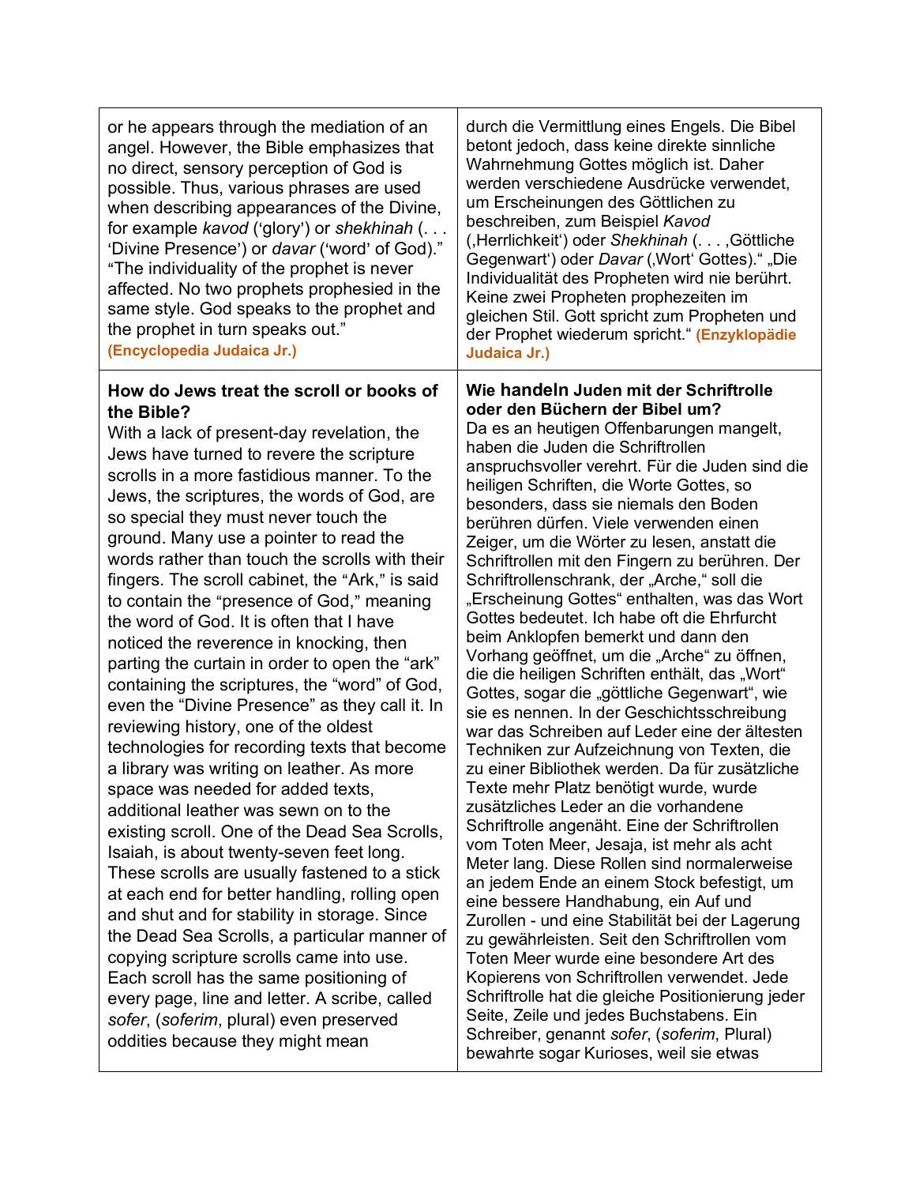| | |
|---|---|
| or he appears through the mediation of an angel. However, the Bible emphasizes that no direct, sensory perception of God is possible. Thus, various phrases are used when describing appearances of the Divine, for example *kavod* ('glory') or *shekhinah* (. . . 'Divine Presence') or *davar* ('word' of God)." "The individuality of the prophet is never affected. No two prophets prophesied in the same style. God speaks to the prophet and the prophet in turn speaks out." **(Encyclopedia Judaica Jr.)** | durch die Vermittlung eines Engels. Die Bibel betont jedoch, dass keine direkte sinnliche Wahrnehmung Gottes möglich ist. Daher werden verschiedene Ausdrücke verwendet, um Erscheinungen des Göttlichen zu beschreiben, zum Beispiel *Kavod* (,Herrlichkeit') oder *Shekhinah* (. . . ,Göttliche Gegenwart') oder *Davar* (,Wort' Gottes)." „Die Individualität des Propheten wird nie berührt. Keine zwei Propheten prophezeiten im gleichen Stil. Gott spricht zum Propheten und der Prophet wiederum spricht." **(Enzyklopädie Judaica Jr.)** |
| **How do Jews treat the scroll or books of the Bible?**<br>With a lack of present-day revelation, the Jews have turned to revere the scripture scrolls in a more fastidious manner. To the Jews, the scriptures, the words of God, are so special they must never touch the ground. Many use a pointer to read the words rather than touch the scrolls with their fingers. The scroll cabinet, the "Ark," is said to contain the "presence of God," meaning the word of God. It is often that I have noticed the reverence in knocking, then parting the curtain in order to open the "ark" containing the scriptures, the "word" of God, even the "Divine Presence" as they call it. In reviewing history, one of the oldest technologies for recording texts that become a library was writing on leather. As more space was needed for added texts, additional leather was sewn on to the existing scroll. One of the Dead Sea Scrolls, Isaiah, is about twenty-seven feet long. These scrolls are usually fastened to a stick at each end for better handling, rolling open and shut and for stability in storage. Since the Dead Sea Scrolls, a particular manner of copying scripture scrolls came into use. Each scroll has the same positioning of every page, line and letter. A scribe, called *sofer*, (*soferim*, plural) even preserved oddities because they might mean | **Wie handeln Juden mit der Schriftrolle oder den Büchern der Bibel um?**<br>Da es an heutigen Offenbarungen mangelt, haben die Juden die Schriftrollen anspruchsvoller verehrt. Für die Juden sind die heiligen Schriften, die Worte Gottes, so besonders, dass sie niemals den Boden berühren dürfen. Viele verwenden einen Zeiger, um die Wörter zu lesen, anstatt die Schriftrollen mit den Fingern zu berühren. Der Schriftrollenschrank, der „Arche," soll die „Erscheinung Gottes" enthalten, was das Wort Gottes bedeutet. Ich habe oft die Ehrfurcht beim Anklopfen bemerkt und dann den Vorhang geöffnet, um die „Arche" zu öffnen, die die heiligen Schriften enthält, das „Wort" Gottes, sogar die „göttliche Gegenwart", wie sie es nennen. In der Geschichtsschreibung war das Schreiben auf Leder eine der ältesten Techniken zur Aufzeichnung von Texten, die zu einer Bibliothek werden. Da für zusätzliche Texte mehr Platz benötigt wurde, wurde zusätzliches Leder an die vorhandene Schriftrolle angenäht. Eine der Schriftrollen vom Toten Meer, Jesaja, ist mehr als acht Meter lang. Diese Rollen sind normalerweise an jedem Ende an einem Stock befestigt, um eine bessere Handhabung, ein Auf und Zurollen - und eine Stabilität bei der Lagerung zu gewährleisten. Seit den Schriftrollen vom Toten Meer wurde eine besondere Art des Kopierens von Schriftrollen verwendet. Jede Schriftrolle hat die gleiche Positionierung jeder Seite, Zeile und jedes Buchstabens. Ein Schreiber, genannt *sofer*, (*soferim*, Plural) bewahrte sogar Kurioses, weil sie etwas |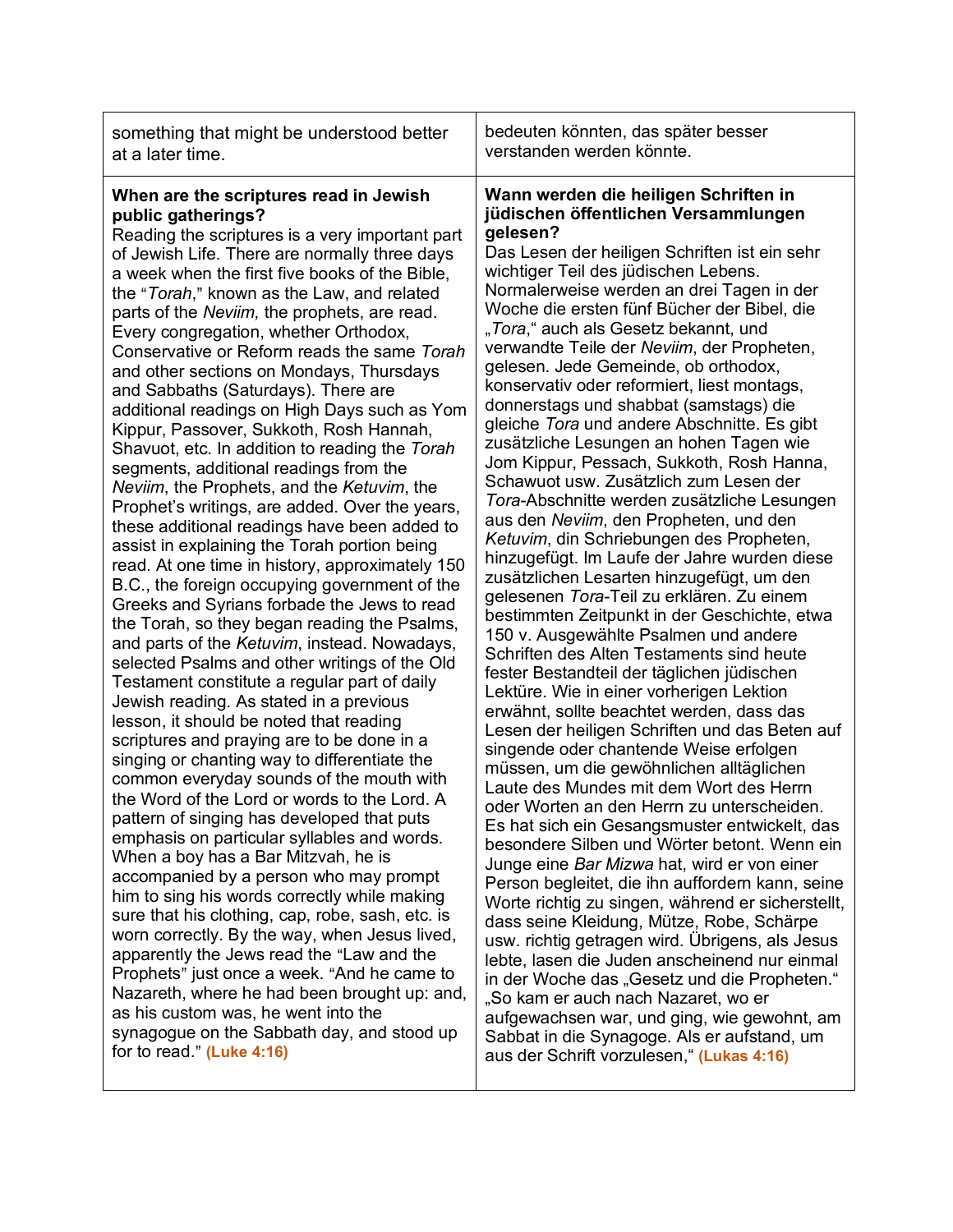| something that might be understood better at a later time. | bedeuten könnten, das später besser verstanden werden könnte. |
|---|---|
| **When are the scriptures read in Jewish public gatherings?** Reading the scriptures is a very important part of Jewish Life. There are normally three days a week when the first five books of the Bible, the "*Torah*," known as the Law, and related parts of the *Neviim,* the prophets, are read. Every congregation, whether Orthodox, Conservative or Reform reads the same *Torah* and other sections on Mondays, Thursdays and Sabbaths (Saturdays). There are additional readings on High Days such as Yom Kippur, Passover, Sukkoth, Rosh Hannah, Shavuot, etc. In addition to reading the *Torah* segments, additional readings from the *Neviim*, the Prophets, and the *Ketuvim*, the Prophet's writings, are added. Over the years, these additional readings have been added to assist in explaining the Torah portion being read. At one time in history, approximately 150 B.C., the foreign occupying government of the Greeks and Syrians forbade the Jews to read the Torah, so they began reading the Psalms, and parts of the *Ketuvim*, instead. Nowadays, selected Psalms and other writings of the Old Testament constitute a regular part of daily Jewish reading. As stated in a previous lesson, it should be noted that reading scriptures and praying are to be done in a singing or chanting way to differentiate the common everyday sounds of the mouth with the Word of the Lord or words to the Lord. A pattern of singing has developed that puts emphasis on particular syllables and words. When a boy has a Bar Mitzvah, he is accompanied by a person who may prompt him to sing his words correctly while making sure that his clothing, cap, robe, sash, etc. is worn correctly. By the way, when Jesus lived, apparently the Jews read the "Law and the Prophets" just once a week. "And he came to Nazareth, where he had been brought up: and, as his custom was, he went into the synagogue on the Sabbath day, and stood up for to read." **(Luke 4:16)** | **Wann werden die heiligen Schriften in jüdischen öffentlichen Versammlungen gelesen?** Das Lesen der heiligen Schriften ist ein sehr wichtiger Teil des jüdischen Lebens. Normalerweise werden an drei Tagen in der Woche die ersten fünf Bücher der Bibel, die „*Tora*," auch als Gesetz bekannt, und verwandte Teile der *Neviim*, der Propheten, gelesen. Jede Gemeinde, ob orthodox, konservativ oder reformiert, liest montags, donnerstags und shabbat (samstags) die gleiche *Tora* und andere Abschnitte. Es gibt zusätzliche Lesungen an hohen Tagen wie Jom Kippur, Pessach, Sukkoth, Rosh Hanna, Schawuot usw. Zusätzlich zum Lesen der *Tora*-Abschnitte werden zusätzliche Lesungen aus den *Neviim*, den Propheten, und den *Ketuvim*, din Schriebungen des Propheten, hinzugefügt. Im Laufe der Jahre wurden diese zusätzlichen Lesarten hinzugefügt, um den gelesenen *Tora*-Teil zu erklären. Zu einem bestimmten Zeitpunkt in der Geschichte, etwa 150 v. Ausgewählte Psalmen und andere Schriften des Alten Testaments sind heute fester Bestandteil der täglichen jüdischen Lektüre. Wie in einer vorherigen Lektion erwähnt, sollte beachtet werden, dass das Lesen der heiligen Schriften und das Beten auf singende oder chantende Weise erfolgen müssen, um die gewöhnlichen alltäglichen Laute des Mundes mit dem Wort des Herrn oder Worten an den Herrn zu unterscheiden. Es hat sich ein Gesangsmuster entwickelt, das besondere Silben und Wörter betont. Wenn ein Junge eine *Bar Mizwa* hat, wird er von einer Person begleitet, die ihn auffordern kann, seine Worte richtig zu singen, während er sicherstellt, dass seine Kleidung, Mütze, Robe, Schärpe usw. richtig getragen wird. Übrigens, als Jesus lebte, lasen die Juden anscheinend nur einmal in der Woche das „Gesetz und die Propheten." „So kam er auch nach Nazaret, wo er aufgewachsen war, und ging, wie gewohnt, am Sabbat in die Synagoge. Als er aufstand, um aus der Schrift vorzulesen," **(Lukas 4:16)** |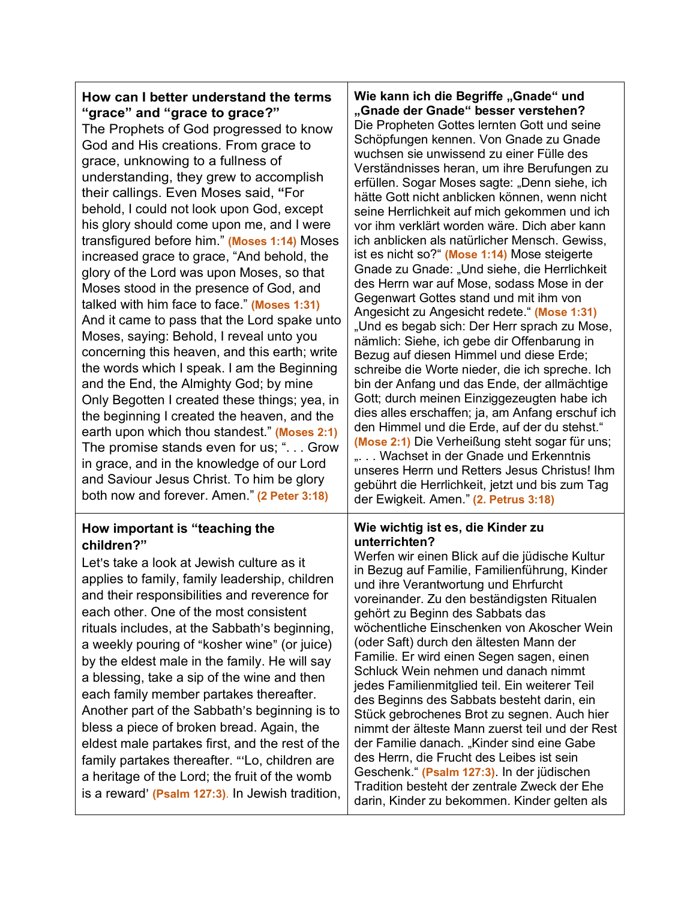| **How can I better understand the terms “grace” and “grace to grace?”** The Prophets of God progressed to know God and His creations. From grace to grace, unknowing to a fullness of understanding, they grew to accomplish their callings. Even Moses said, **“**For behold, I could not look upon God, except his glory should come upon me, and I were transfigured before him.” **(Moses 1:14)** Moses increased grace to grace, “And behold, the glory of the Lord was upon Moses, so that Moses stood in the presence of God, and talked with him face to face.” **(Moses 1:31)** And it came to pass that the Lord spake unto Moses, saying: Behold, I reveal unto you concerning this heaven, and this earth; write the words which I speak. I am the Beginning and the End, the Almighty God; by mine Only Begotten I created these things; yea, in the beginning I created the heaven, and the earth upon which thou standest.” **(Moses 2:1)** The promise stands even for us; “. . . Grow in grace, and in the knowledge of our Lord and Saviour Jesus Christ. To him be glory both now and forever. Amen.” **(2 Peter 3:18)** | **Wie kann ich die Begriffe „Gnade“ und „Gnade der Gnade“ besser verstehen?** Die Propheten Gottes lernten Gott und seine Schöpfungen kennen. Von Gnade zu Gnade wuchsen sie unwissend zu einer Fülle des Verständnisses heran, um ihre Berufungen zu erfüllen. Sogar Moses sagte: „Denn siehe, ich hätte Gott nicht anblicken können, wenn nicht seine Herrlichkeit auf mich gekommen und ich vor ihm verklärt worden wäre. Dich aber kann ich anblicken als natürlicher Mensch. Gewiss, ist es nicht so?“ **(Mose 1:14)** Mose steigerte Gnade zu Gnade: „Und siehe, die Herrlichkeit des Herrn war auf Mose, sodass Mose in der Gegenwart Gottes stand und mit ihm von Angesicht zu Angesicht redete.“ **(Mose 1:31)** „Und es begab sich: Der Herr sprach zu Mose, nämlich: Siehe, ich gebe dir Offenbarung in Bezug auf diesen Himmel und diese Erde; schreibe die Worte nieder, die ich spreche. Ich bin der Anfang und das Ende, der allmächtige Gott; durch meinen Einziggezeugten habe ich dies alles erschaffen; ja, am Anfang erschuf ich den Himmel und die Erde, auf der du stehst.“ **(Mose 2:1)** Die Verheißung steht sogar für uns; „. . . Wachset in der Gnade und Erkenntnis unseres Herrn und Retters Jesus Christus! Ihm gebührt die Herrlichkeit, jetzt und bis zum Tag der Ewigkeit. Amen.” **(2. Petrus 3:18)** |
|---|---|
| **How important is “teaching the children?”** Let’s take a look at Jewish culture as it applies to family, family leadership, children and their responsibilities and reverence for each other. One of the most consistent rituals includes, at the Sabbath’s beginning, a weekly pouring of “kosher wine” (or juice) by the eldest male in the family. He will say a blessing, take a sip of the wine and then each family member partakes thereafter. Another part of the Sabbath’s beginning is to bless a piece of broken bread. Again, the eldest male partakes first, and the rest of the family partakes thereafter. “‘Lo, children are a heritage of the Lord; the fruit of the womb is a reward’ **(Psalm 127:3)**. In Jewish tradition, | **Wie wichtig ist es, die Kinder zu unterrichten?** Werfen wir einen Blick auf die jüdische Kultur in Bezug auf Familie, Familienführung, Kinder und ihre Verantwortung und Ehrfurcht voreinander. Zu den beständigsten Ritualen gehört zu Beginn des Sabbats das wöchentliche Einschenken von Akoscher Wein (oder Saft) durch den ältesten Mann der Familie. Er wird einen Segen sagen, einen Schluck Wein nehmen und danach nimmt jedes Familienmitglied teil. Ein weiterer Teil des Beginns des Sabbats besteht darin, ein Stück gebrochenes Brot zu segnen. Auch hier nimmt der älteste Mann zuerst teil und der Rest der Familie danach. „Kinder sind eine Gabe des Herrn, die Frucht des Leibes ist sein Geschenk.“ **(Psalm 127:3)**. In der jüdischen Tradition besteht der zentrale Zweck der Ehe darin, Kinder zu bekommen. Kinder gelten als |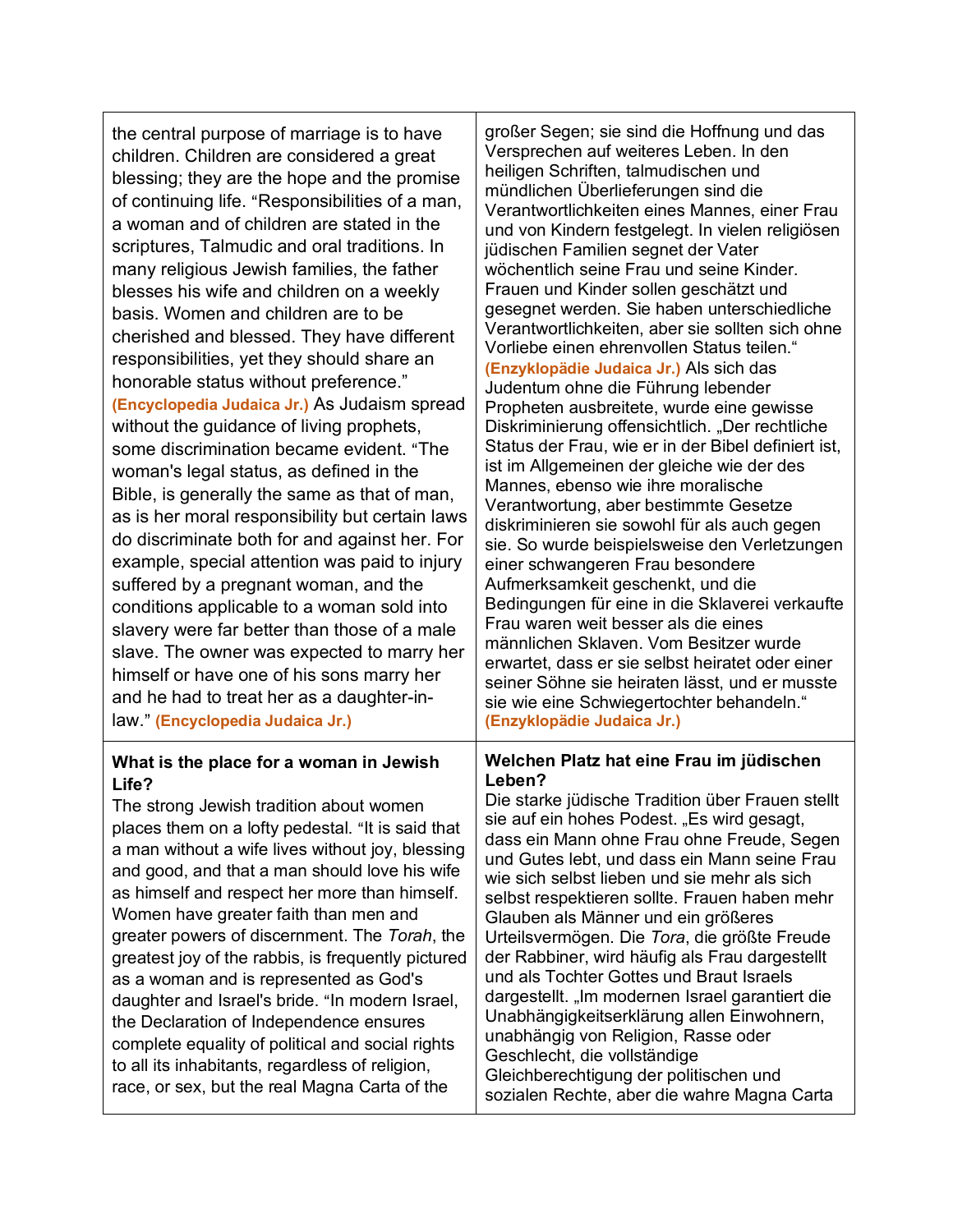| | |
|---|---|
| the central purpose of marriage is to have children. Children are considered a great blessing; they are the hope and the promise of continuing life. "Responsibilities of a man, a woman and of children are stated in the scriptures, Talmudic and oral traditions. In many religious Jewish families, the father blesses his wife and children on a weekly basis. Women and children are to be cherished and blessed. They have different responsibilities, yet they should share an honorable status without preference." **(Encyclopedia Judaica Jr.)** As Judaism spread without the guidance of living prophets, some discrimination became evident. "The woman's legal status, as defined in the Bible, is generally the same as that of man, as is her moral responsibility but certain laws do discriminate both for and against her. For example, special attention was paid to injury suffered by a pregnant woman, and the conditions applicable to a woman sold into slavery were far better than those of a male slave. The owner was expected to marry her himself or have one of his sons marry her and he had to treat her as a daughter-in-law." **(Encyclopedia Judaica Jr.)** | großer Segen; sie sind die Hoffnung und das Versprechen auf weiteres Leben. In den heiligen Schriften, talmudischen und mündlichen Überlieferungen sind die Verantwortlichkeiten eines Mannes, einer Frau und von Kindern festgelegt. In vielen religiösen jüdischen Familien segnet der Vater wöchentlich seine Frau und seine Kinder. Frauen und Kinder sollen geschätzt und gesegnet werden. Sie haben unterschiedliche Verantwortlichkeiten, aber sie sollten sich ohne Vorliebe einen ehrenvollen Status teilen." **(Enzyklopädie Judaica Jr.)** Als sich das Judentum ohne die Führung lebender Propheten ausbreitete, wurde eine gewisse Diskriminierung offensichtlich. „Der rechtliche Status der Frau, wie er in der Bibel definiert ist, ist im Allgemeinen der gleiche wie der des Mannes, ebenso wie ihre moralische Verantwortung, aber bestimmte Gesetze diskriminieren sie sowohl für als auch gegen sie. So wurde beispielsweise den Verletzungen einer schwangeren Frau besondere Aufmerksamkeit geschenkt, und die Bedingungen für eine in die Sklaverei verkaufte Frau waren weit besser als die eines männlichen Sklaven. Vom Besitzer wurde erwartet, dass er sie selbst heiratet oder einer seiner Söhne sie heiraten lässt, und er musste sie wie eine Schwiegertochter behandeln." **(Enzyklopädie Judaica Jr.)** |
| **What is the place for a woman in Jewish Life?** The strong Jewish tradition about women places them on a lofty pedestal. "It is said that a man without a wife lives without joy, blessing and good, and that a man should love his wife as himself and respect her more than himself. Women have greater faith than men and greater powers of discernment. The *Torah*, the greatest joy of the rabbis, is frequently pictured as a woman and is represented as God's daughter and Israel's bride. "In modern Israel, the Declaration of Independence ensures complete equality of political and social rights to all its inhabitants, regardless of religion, race, or sex, but the real Magna Carta of the | **Welchen Platz hat eine Frau im jüdischen Leben?** Die starke jüdische Tradition über Frauen stellt sie auf ein hohes Podest. „Es wird gesagt, dass ein Mann ohne Frau ohne Freude, Segen und Gutes lebt, und dass ein Mann seine Frau wie sich selbst lieben und sie mehr als sich selbst respektieren sollte. Frauen haben mehr Glauben als Männer und ein größeres Urteilsvermögen. Die *Tora*, die größte Freude der Rabbiner, wird häufig als Frau dargestellt und als Tochter Gottes und Braut Israels dargestellt. „Im modernen Israel garantiert die Unabhängigkeitserklärung allen Einwohnern, unabhängig von Religion, Rasse oder Geschlecht, die vollständige Gleichberechtigung der politischen und sozialen Rechte, aber die wahre Magna Carta |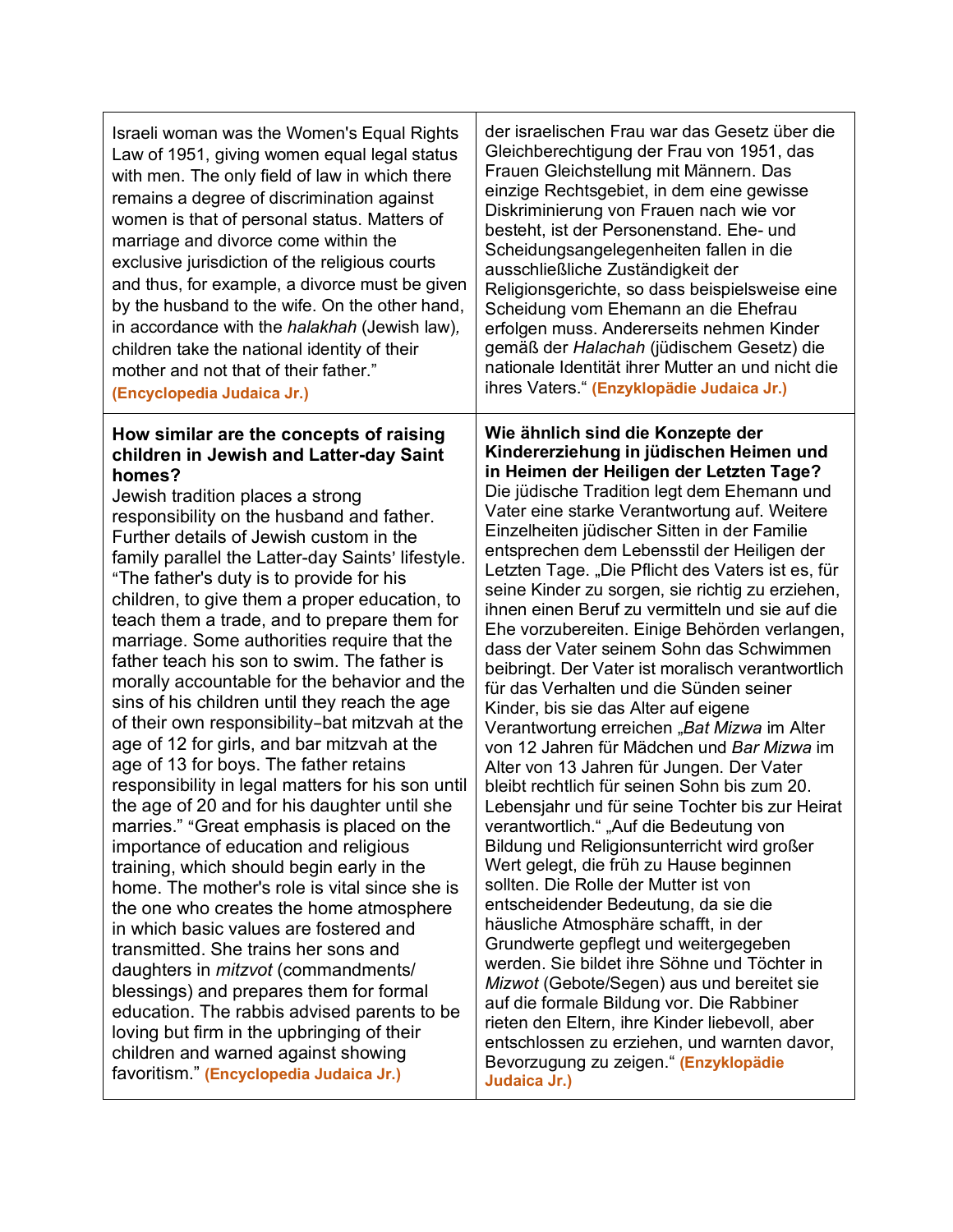| | |
|---|---|
| Israeli woman was the Women's Equal Rights Law of 1951, giving women equal legal status with men. The only field of law in which there remains a degree of discrimination against women is that of personal status. Matters of marriage and divorce come within the exclusive jurisdiction of the religious courts and thus, for example, a divorce must be given by the husband to the wife. On the other hand, in accordance with the *halakhah* (Jewish law), children take the national identity of their mother and not that of their father." **(Encyclopedia Judaica Jr.)** | der israelischen Frau war das Gesetz über die Gleichberechtigung der Frau von 1951, das Frauen Gleichstellung mit Männern. Das einzige Rechtsgebiet, in dem eine gewisse Diskriminierung von Frauen nach wie vor besteht, ist der Personenstand. Ehe- und Scheidungsangelegenheiten fallen in die ausschließliche Zuständigkeit der Religionsgerichte, so dass beispielsweise eine Scheidung vom Ehemann an die Ehefrau erfolgen muss. Andererseits nehmen Kinder gemäß der *Halachah* (jüdischem Gesetz) die nationale Identität ihrer Mutter an und nicht die ihres Vaters." **(Enzyklopädie Judaica Jr.)** |
| **How similar are the concepts of raising children in Jewish and Latter-day Saint homes?** Jewish tradition places a strong responsibility on the husband and father. Further details of Jewish custom in the family parallel the Latter-day Saints' lifestyle. "The father's duty is to provide for his children, to give them a proper education, to teach them a trade, and to prepare them for marriage. Some authorities require that the father teach his son to swim. The father is morally accountable for the behavior and the sins of his children until they reach the age of their own responsibility–bat mitzvah at the age of 12 for girls, and bar mitzvah at the age of 13 for boys. The father retains responsibility in legal matters for his son until the age of 20 and for his daughter until she marries." "Great emphasis is placed on the importance of education and religious training, which should begin early in the home. The mother's role is vital since she is the one who creates the home atmosphere in which basic values are fostered and transmitted. She trains her sons and daughters in *mitzvot* (commandments/ blessings) and prepares them for formal education. The rabbis advised parents to be loving but firm in the upbringing of their children and warned against showing favoritism." **(Encyclopedia Judaica Jr.)** | **Wie ähnlich sind die Konzepte der Kindererziehung in jüdischen Heimen und in Heimen der Heiligen der Letzten Tage?** Die jüdische Tradition legt dem Ehemann und Vater eine starke Verantwortung auf. Weitere Einzelheiten jüdischer Sitten in der Familie entsprechen dem Lebensstil der Heiligen der Letzten Tage. „Die Pflicht des Vaters ist es, für seine Kinder zu sorgen, sie richtig zu erziehen, ihnen einen Beruf zu vermitteln und sie auf die Ehe vorzubereiten. Einige Behörden verlangen, dass der Vater seinem Sohn das Schwimmen beibringt. Der Vater ist moralisch verantwortlich für das Verhalten und die Sünden seiner Kinder, bis sie das Alter auf eigene Verantwortung erreichen „*Bat Mizwa* im Alter von 12 Jahren für Mädchen und *Bar Mizwa* im Alter von 13 Jahren für Jungen. Der Vater bleibt rechtlich für seinen Sohn bis zum 20. Lebensjahr und für seine Tochter bis zur Heirat verantwortlich." „Auf die Bedeutung von Bildung und Religionsunterricht wird großer Wert gelegt, die früh zu Hause beginnen sollten. Die Rolle der Mutter ist von entscheidender Bedeutung, da sie die häusliche Atmosphäre schafft, in der Grundwerte gepflegt und weitergegeben werden. Sie bildet ihre Söhne und Töchter in *Mizwot* (Gebote/Segen) aus und bereitet sie auf die formale Bildung vor. Die Rabbiner rieten den Eltern, ihre Kinder liebevoll, aber entschlossen zu erziehen, und warnten davor, Bevorzugung zu zeigen." **(Enzyklopädie Judaica Jr.)** |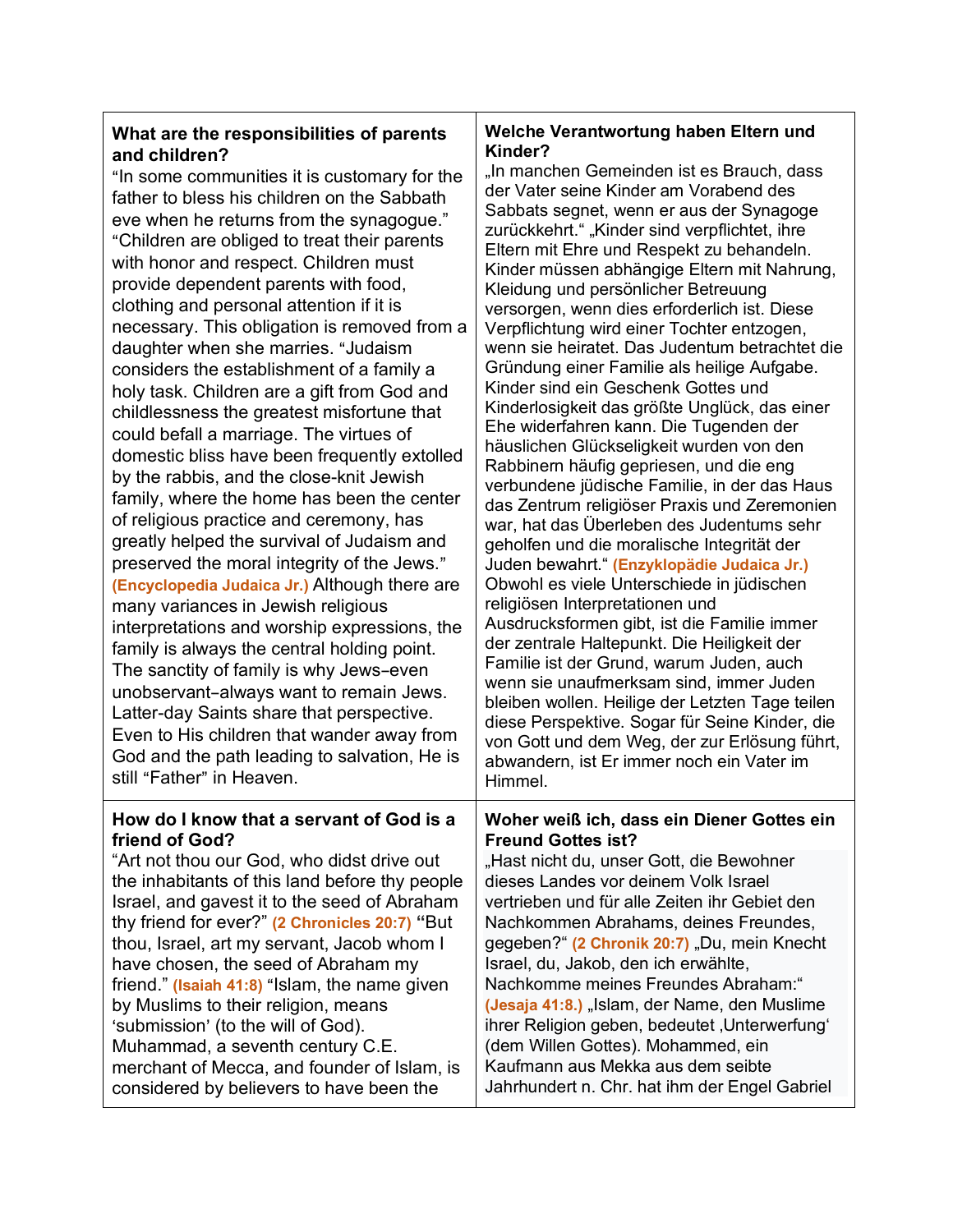| **What are the responsibilities of parents and children?** “In some communities it is customary for the father to bless his children on the Sabbath eve when he returns from the synagogue.” “Children are obliged to treat their parents with honor and respect. Children must provide dependent parents with food, clothing and personal attention if it is necessary. This obligation is removed from a daughter when she marries. “Judaism considers the establishment of a family a holy task. Children are a gift from God and childlessness the greatest misfortune that could befall a marriage. The virtues of domestic bliss have been frequently extolled by the rabbis, and the close-knit Jewish family, where the home has been the center of religious practice and ceremony, has greatly helped the survival of Judaism and preserved the moral integrity of the Jews.” **(Encyclopedia Judaica Jr.)** Although there are many variances in Jewish religious interpretations and worship expressions, the family is always the central holding point. The sanctity of family is why Jews–even unobservant–always want to remain Jews. Latter-day Saints share that perspective. Even to His children that wander away from God and the path leading to salvation, He is still “Father” in Heaven. | **Welche Verantwortung haben Eltern und Kinder?** „In manchen Gemeinden ist es Brauch, dass der Vater seine Kinder am Vorabend des Sabbats segnet, wenn er aus der Synagoge zurückkehrt.“ „Kinder sind verpflichtet, ihre Eltern mit Ehre und Respekt zu behandeln. Kinder müssen abhängige Eltern mit Nahrung, Kleidung und persönlicher Betreuung versorgen, wenn dies erforderlich ist. Diese Verpflichtung wird einer Tochter entzogen, wenn sie heiratet. Das Judentum betrachtet die Gründung einer Familie als heilige Aufgabe. Kinder sind ein Geschenk Gottes und Kinderlosigkeit das größte Unglück, das einer Ehe widerfahren kann. Die Tugenden der häuslichen Glückseligkeit wurden von den Rabbinern häufig gepriesen, und die eng verbundene jüdische Familie, in der das Haus das Zentrum religiöser Praxis und Zeremonien war, hat das Überleben des Judentums sehr geholfen und die moralische Integrität der Juden bewahrt.“ **(Enzyklopädie Judaica Jr.)** Obwohl es viele Unterschiede in jüdischen religiösen Interpretationen und Ausdrucksformen gibt, ist die Familie immer der zentrale Haltepunkt. Die Heiligkeit der Familie ist der Grund, warum Juden, auch wenn sie unaufmerksam sind, immer Juden bleiben wollen. Heilige der Letzten Tage teilen diese Perspektive. Sogar für Seine Kinder, die von Gott und dem Weg, der zur Erlösung führt, abwandern, ist Er immer noch ein Vater im Himmel. |
|---|---|
| **How do I know that a servant of God is a friend of God?** “Art not thou our God, who didst drive out the inhabitants of this land before thy people Israel, and gavest it to the seed of Abraham thy friend for ever?” **(2 Chronicles 20:7)** “But thou, Israel, art my servant, Jacob whom I have chosen, the seed of Abraham my friend.” **(Isaiah 41:8)** “Islam, the name given by Muslims to their religion, means ‘submission’ (to the will of God). Muhammad, a seventh century C.E. merchant of Mecca, and founder of Islam, is considered by believers to have been the | **Woher weiß ich, dass ein Diener Gottes ein Freund Gottes ist?** „Hast nicht du, unser Gott, die Bewohner dieses Landes vor deinem Volk Israel vertrieben und für alle Zeiten ihr Gebiet den Nachkommen Abrahams, deines Freundes, gegeben?“ **(2 Chronik 20:7)** „Du, mein Knecht Israel, du, Jakob, den ich erwählte, Nachkomme meines Freundes Abraham:“ **(Jesaja 41:8.)** „Islam, der Name, den Muslime ihrer Religion geben, bedeutet ‚Unterwerfung‘ (dem Willen Gottes). Mohammed, ein Kaufmann aus Mekka aus dem seibte Jahrhundert n. Chr. hat ihm der Engel Gabriel |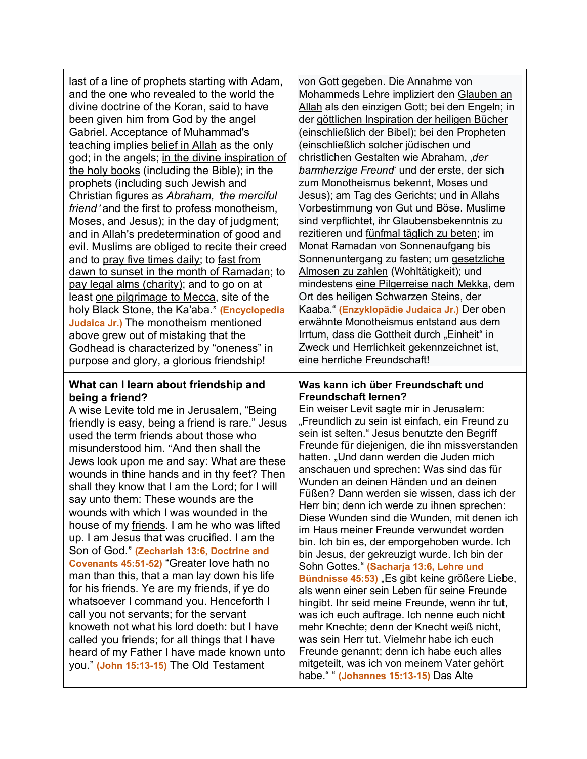| | |
|---|---|
| last of a line of prophets starting with Adam, and the one who revealed to the world the divine doctrine of the Koran, said to have been given him from God by the angel Gabriel. Acceptance of Muhammad's teaching implies belief in Allah as the only god; in the angels; in the divine inspiration of the holy books (including the Bible); in the prophets (including such Jewish and Christian figures as *Abraham, 'the merciful friend'* and the first to profess monotheism, Moses, and Jesus); in the day of judgment; and in Allah's predetermination of good and evil. Muslims are obliged to recite their creed and to pray five times daily; to fast from dawn to sunset in the month of Ramadan; to pay legal alms (charity); and to go on at least one pilgrimage to Mecca, site of the holy Black Stone, the Ka'aba." **(Encyclopedia Judaica Jr.)** The monotheism mentioned above grew out of mistaking that the Godhead is characterized by "oneness" in purpose and glory, a glorious friendship! | von Gott gegeben. Die Annahme von Mohammeds Lehre impliziert den Glauben an Allah als den einzigen Gott; bei den Engeln; in der göttlichen Inspiration der heiligen Bücher (einschließlich der Bibel); bei den Propheten (einschließlich solcher jüdischen und christlichen Gestalten wie Abraham, ‚*der barmherzige Freund*' und der erste, der sich zum Monotheismus bekennt, Moses und Jesus); am Tag des Gerichts; und in Allahs Vorbestimmung von Gut und Böse. Muslime sind verpflichtet, ihr Glaubensbekenntnis zu rezitieren und fünfmal täglich zu beten; im Monat Ramadan von Sonnenaufgang bis Sonnenuntergang zu fasten; um gesetzliche Almosen zu zahlen (Wohltätigkeit); und mindestens eine Pilgerreise nach Mekka, dem Ort des heiligen Schwarzen Steins, der Kaaba." **(Enzyklopädie Judaica Jr.)** Der oben erwähnte Monotheismus entstand aus dem Irrtum, dass die Gottheit durch „Einheit" in Zweck und Herrlichkeit gekennzeichnet ist, eine herrliche Freundschaft! |
| **What can I learn about friendship and being a friend?** A wise Levite told me in Jerusalem, "Being friendly is easy, being a friend is rare." Jesus used the term friends about those who misunderstood him. "And then shall the Jews look upon me and say: What are these wounds in thine hands and in thy feet? Then shall they know that I am the Lord; for I will say unto them: These wounds are the wounds with which I was wounded in the house of my friends. I am he who was lifted up. I am Jesus that was crucified. I am the Son of God." **(Zechariah 13:6, Doctrine and Covenants 45:51-52)** "Greater love hath no man than this, that a man lay down his life for his friends. Ye are my friends, if ye do whatsoever I command you. Henceforth I call you not servants; for the servant knoweth not what his lord doeth: but I have called you friends; for all things that I have heard of my Father I have made known unto you." **(John 15:13-15)** The Old Testament | **Was kann ich über Freundschaft und Freundschaft lernen?** Ein weiser Levit sagte mir in Jerusalem: „Freundlich zu sein ist einfach, ein Freund zu sein ist selten." Jesus benutzte den Begriff Freunde für diejenigen, die ihn missverstanden hatten. „Und dann werden die Juden mich anschauen und sprechen: Was sind das für Wunden an deinen Händen und an deinen Füßen? Dann werden sie wissen, dass ich der Herr bin; denn ich werde zu ihnen sprechen: Diese Wunden sind die Wunden, mit denen ich im Haus meiner Freunde verwundet worden bin. Ich bin es, der emporgehoben wurde. Ich bin Jesus, der gekreuzigt wurde. Ich bin der Sohn Gottes." **(Sacharja 13:6, Lehre und Bündnisse 45:53)** „Es gibt keine größere Liebe, als wenn einer sein Leben für seine Freunde hingibt. Ihr seid meine Freunde, wenn ihr tut, was ich euch auftrage. Ich nenne euch nicht mehr Knechte; denn der Knecht weiß nicht, was sein Herr tut. Vielmehr habe ich euch Freunde genannt; denn ich habe euch alles mitgeteilt, was ich von meinem Vater gehört habe." " **(Johannes 15:13-15)** Das Alte |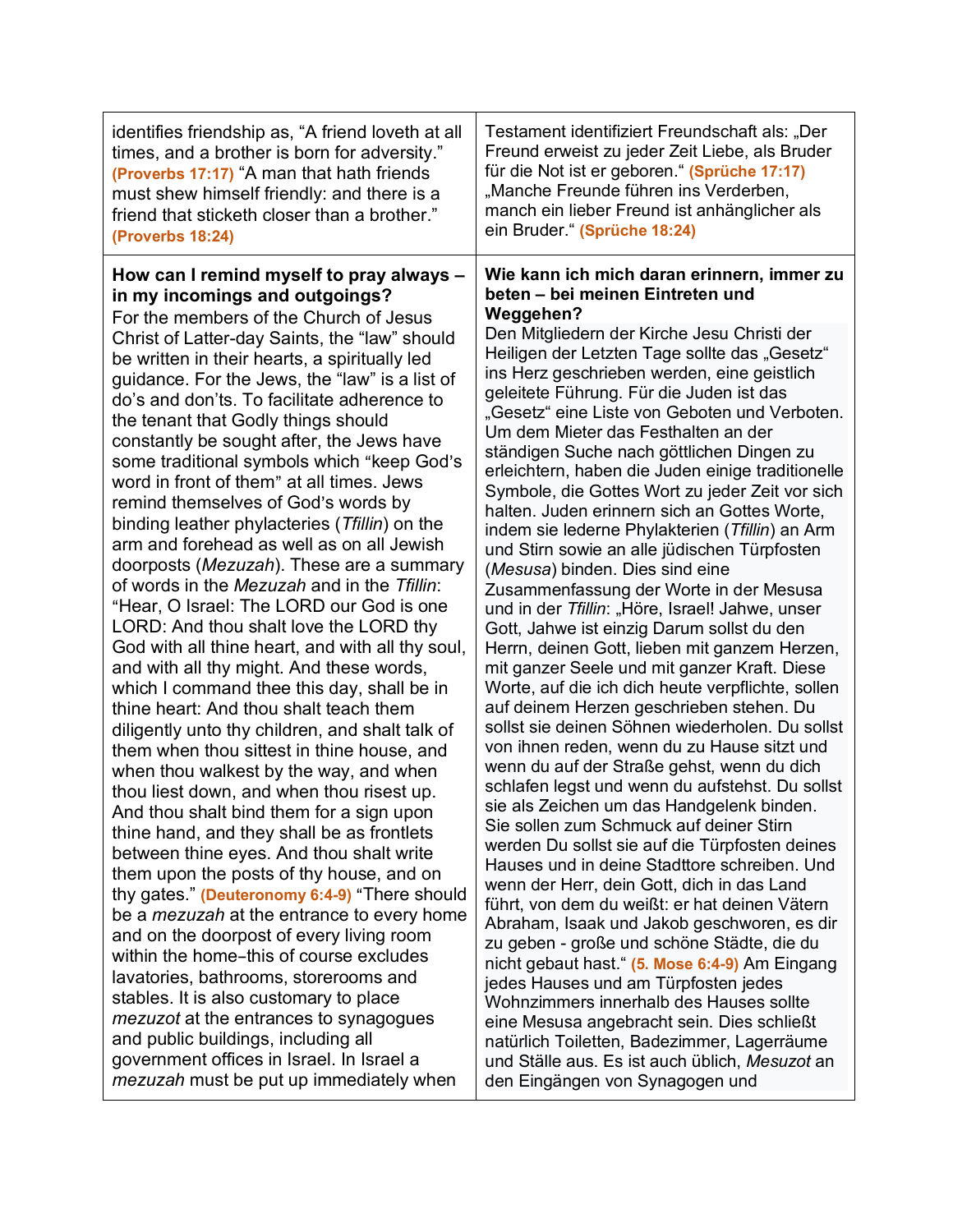| identifies friendship as, “A friend loveth at all times, and a brother is born for adversity.” **(Proverbs 17:17)** “A man that hath friends must shew himself friendly: and there is a friend that sticketh closer than a brother.” **(Proverbs 18:24)** | Testament identifiziert Freundschaft als: „Der Freund erweist zu jeder Zeit Liebe, als Bruder für die Not ist er geboren.“ **(Sprüche 17:17)** „Manche Freunde führen ins Verderben, manch ein lieber Freund ist anhänglicher als ein Bruder.“ **(Sprüche 18:24)** |
|---|---|
| **How can I remind myself to pray always – in my incomings and outgoings?** For the members of the Church of Jesus Christ of Latter-day Saints, the “law” should be written in their hearts, a spiritually led guidance. For the Jews, the “law” is a list of do’s and don’ts. To facilitate adherence to the tenant that Godly things should constantly be sought after, the Jews have some traditional symbols which “keep God’s word in front of them” at all times. Jews remind themselves of God’s words by binding leather phylacteries (*Tfillin*) on the arm and forehead as well as on all Jewish doorposts (*Mezuzah*). These are a summary of words in the *Mezuzah* and in the *Tfillin*: “Hear, O Israel: The LORD our God is one LORD: And thou shalt love the LORD thy God with all thine heart, and with all thy soul, and with all thy might. And these words, which I command thee this day, shall be in thine heart: And thou shalt teach them diligently unto thy children, and shalt talk of them when thou sittest in thine house, and when thou walkest by the way, and when thou liest down, and when thou risest up. And thou shalt bind them for a sign upon thine hand, and they shall be as frontlets between thine eyes. And thou shalt write them upon the posts of thy house, and on thy gates.” **(Deuteronomy 6:4-9)** “There should be a *mezuzah* at the entrance to every home and on the doorpost of every living room within the home–this of course excludes lavatories, bathrooms, storerooms and stables. It is also customary to place *mezuzot* at the entrances to synagogues and public buildings, including all government offices in Israel. In Israel a *mezuzah* must be put up immediately when | **Wie kann ich mich daran erinnern, immer zu beten – bei meinen Eintreten und Weggehen?** Den Mitgliedern der Kirche Jesu Christi der Heiligen der Letzten Tage sollte das „Gesetz“ ins Herz geschrieben werden, eine geistlich geleitete Führung. Für die Juden ist das „Gesetz“ eine Liste von Geboten und Verboten. Um dem Mieter das Festhalten an der ständigen Suche nach göttlichen Dingen zu erleichtern, haben die Juden einige traditionelle Symbole, die Gottes Wort zu jeder Zeit vor sich halten. Juden erinnern sich an Gottes Worte, indem sie lederne Phylakterien (*Tfillin*) an Arm und Stirn sowie an alle jüdischen Türpfosten (*Mesusa*) binden. Dies sind eine Zusammenfassung der Worte in der Mesusa und in der *Tfillin*: „Höre, Israel! Jahwe, unser Gott, Jahwe ist einzig Darum sollst du den Herrn, deinen Gott, lieben mit ganzem Herzen, mit ganzer Seele und mit ganzer Kraft. Diese Worte, auf die ich dich heute verpflichte, sollen auf deinem Herzen geschrieben stehen. Du sollst sie deinen Söhnen wiederholen. Du sollst von ihnen reden, wenn du zu Hause sitzt und wenn du auf der Straße gehst, wenn du dich schlafen legst und wenn du aufstehst. Du sollst sie als Zeichen um das Handgelenk binden. Sie sollen zum Schmuck auf deiner Stirn werden Du sollst sie auf die Türpfosten deines Hauses und in deine Stadttore schreiben. Und wenn der Herr, dein Gott, dich in das Land führt, von dem du weißt: er hat deinen Vätern Abraham, Isaak und Jakob geschworen, es dir zu geben - große und schöne Städte, die du nicht gebaut hast.“ **(5. Mose 6:4-9)** Am Eingang jedes Hauses und am Türpfosten jedes Wohnzimmers innerhalb des Hauses sollte eine Mesusa angebracht sein. Dies schließt natürlich Toiletten, Badezimmer, Lagerräume und Ställe aus. Es ist auch üblich, *Mesuzot* an den Eingängen von Synagogen und |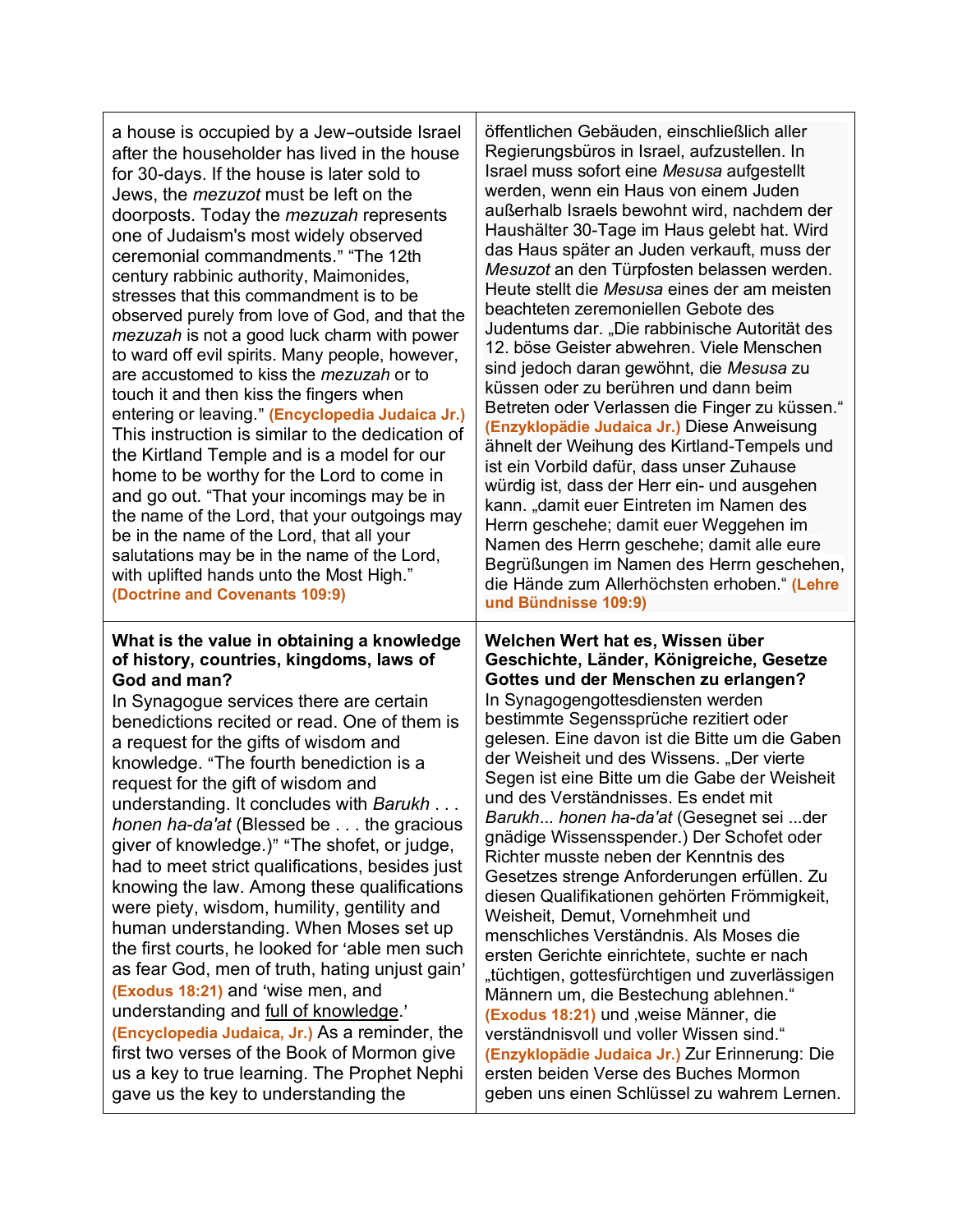| | |
|---|---|
| a house is occupied by a Jew-outside Israel after the householder has lived in the house for 30-days. If the house is later sold to Jews, the *mezuzot* must be left on the doorposts. Today the *mezuzah* represents one of Judaism's most widely observed ceremonial commandments." "The 12th century rabbinic authority, Maimonides, stresses that this commandment is to be observed purely from love of God, and that the *mezuzah* is not a good luck charm with power to ward off evil spirits. Many people, however, are accustomed to kiss the *mezuzah* or to touch it and then kiss the fingers when entering or leaving." **(Encyclopedia Judaica Jr.)** This instruction is similar to the dedication of the Kirtland Temple and is a model for our home to be worthy for the Lord to come in and go out. "That your incomings may be in the name of the Lord, that your outgoings may be in the name of the Lord, that all your salutations may be in the name of the Lord, with uplifted hands unto the Most High." **(Doctrine and Covenants 109:9)** | öffentlichen Gebäuden, einschließlich aller Regierungsbüros in Israel, aufzustellen. In Israel muss sofort eine *Mesusa* aufgestellt werden, wenn ein Haus von einem Juden außerhalb Israels bewohnt wird, nachdem der Haushälter 30-Tage im Haus gelebt hat. Wird das Haus später an Juden verkauft, muss der *Mesuzot* an den Türpfosten belassen werden. Heute stellt die *Mesusa* eines der am meisten beachteten zeremoniellen Gebote des Judentums dar. „Die rabbinische Autorität des 12. böse Geister abwehren. Viele Menschen sind jedoch daran gewöhnt, die *Mesusa* zu küssen oder zu berühren und dann beim Betreten oder Verlassen die Finger zu küssen." **(Enzyklopädie Judaica Jr.)** Diese Anweisung ähnelt der Weihung des Kirtland-Tempels und ist ein Vorbild dafür, dass unser Zuhause würdig ist, dass der Herr ein- und ausgehen kann. „damit euer Eintreten im Namen des Herrn geschehe; damit euer Weggehen im Namen des Herrn geschehe; damit alle eure Begrüßungen im Namen des Herrn geschehen, die Hände zum Allerhöchsten erhoben." **(Lehre und Bündnisse 109:9)** |
| **What is the value in obtaining a knowledge of history, countries, kingdoms, laws of God and man?**<br>In Synagogue services there are certain benedictions recited or read. One of them is a request for the gifts of wisdom and knowledge. "The fourth benediction is a request for the gift of wisdom and understanding. It concludes with *Barukh . . . honen ha-da'at* (Blessed be . . . the gracious giver of knowledge.)" "The shofet, or judge, had to meet strict qualifications, besides just knowing the law. Among these qualifications were piety, wisdom, humility, gentility and human understanding. When Moses set up the first courts, he looked for 'able men such as fear God, men of truth, hating unjust gain' **(Exodus 18:21)** and 'wise men, and understanding and full of knowledge.' **(Encyclopedia Judaica, Jr.)** As a reminder, the first two verses of the Book of Mormon give us a key to true learning. The Prophet Nephi gave us the key to understanding the | **Welchen Wert hat es, Wissen über Geschichte, Länder, Königreiche, Gesetze Gottes und der Menschen zu erlangen?**<br>In Synagogengottesdiensten werden bestimmte Segenssprüche rezitiert oder gelesen. Eine davon ist die Bitte um die Gaben der Weisheit und des Wissens. „Der vierte Segen ist eine Bitte um die Gabe der Weisheit und des Verständnisses. Es endet mit *Barukh... honen ha-da'at* (Gesegnet sei ...der gnädige Wissensspender.) Der Schofet oder Richter musste neben der Kenntnis des Gesetzes strenge Anforderungen erfüllen. Zu diesen Qualifikationen gehörten Frömmigkeit, Weisheit, Demut, Vornehmheit und menschliches Verständnis. Als Moses die ersten Gerichte einrichtete, suchte er nach „tüchtigen, gottesfürchtigen und zuverlässigen Männern um, die Bestechung ablehnen." **(Exodus 18:21)** und ‚weise Männer, die verständnisvoll und voller Wissen sind." **(Enzyklopädie Judaica Jr.)** Zur Erinnerung: Die ersten beiden Verse des Buches Mormon geben uns einen Schlüssel zu wahrem Lernen. |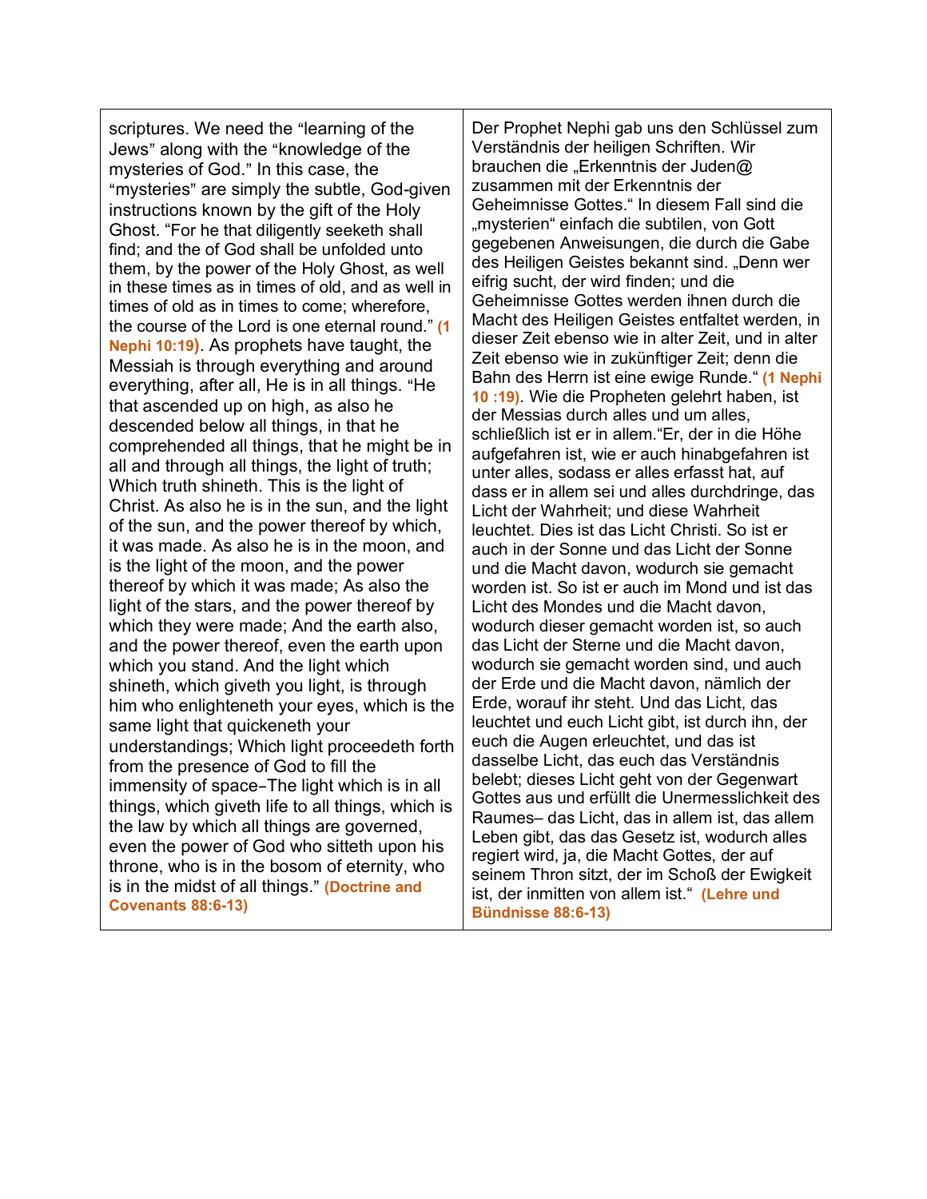| | |
|---|---|
| scriptures. We need the "learning of the Jews" along with the "knowledge of the mysteries of God." In this case, the "mysteries" are simply the subtle, God-given instructions known by the gift of the Holy Ghost. "For he that diligently seeketh shall find; and the of God shall be unfolded unto them, by the power of the Holy Ghost, as well in these times as in times of old, and as well in times of old as in times to come; wherefore, the course of the Lord is one eternal round." **(1 Nephi 10:19)**. As prophets have taught, the Messiah is through everything and around everything, after all, He is in all things. "He that ascended up on high, as also he descended below all things, in that he comprehended all things, that he might be in all and through all things, the light of truth; Which truth shineth. This is the light of Christ. As also he is in the sun, and the light of the sun, and the power thereof by which, it was made. As also he is in the moon, and is the light of the moon, and the power thereof by which it was made; As also the light of the stars, and the power thereof by which they were made; And the earth also, and the power thereof, even the earth upon which you stand. And the light which shineth, which giveth you light, is through him who enlighteneth your eyes, which is the same light that quickeneth your understandings; Which light proceedeth forth from the presence of God to fill the immensity of space–The light which is in all things, which giveth life to all things, which is the law by which all things are governed, even the power of God who sitteth upon his throne, who is in the bosom of eternity, who is in the midst of all things." **(Doctrine and Covenants 88:6-13)** | Der Prophet Nephi gab uns den Schlüssel zum Verständnis der heiligen Schriften. Wir brauchen die „Erkenntnis der Juden@ zusammen mit der Erkenntnis der Geheimnisse Gottes." In diesem Fall sind die „mysterien" einfach die subtilen, von Gott gegebenen Anweisungen, die durch die Gabe des Heiligen Geistes bekannt sind. „Denn wer eifrig sucht, der wird finden; und die Geheimnisse Gottes werden ihnen durch die Macht des Heiligen Geistes entfaltet werden, in dieser Zeit ebenso wie in alter Zeit, und in alter Zeit ebenso wie in zukünftiger Zeit; denn die Bahn des Herrn ist eine ewige Runde." **(1 Nephi 10 :19)**. Wie die Propheten gelehrt haben, ist der Messias durch alles und um alles, schließlich ist er in allem."Er, der in die Höhe aufgefahren ist, wie er auch hinabgefahren ist unter alles, sodass er alles erfasst hat, auf dass er in allem sei und alles durchdringe, das Licht der Wahrheit; und diese Wahrheit leuchtet. Dies ist das Licht Christi. So ist er auch in der Sonne und das Licht der Sonne und die Macht davon, wodurch sie gemacht worden ist. So ist er auch im Mond und ist das Licht des Mondes und die Macht davon, wodurch dieser gemacht worden ist, so auch das Licht der Sterne und die Macht davon, wodurch sie gemacht worden sind, und auch der Erde und die Macht davon, nämlich der Erde, worauf ihr steht. Und das Licht, das leuchtet und euch Licht gibt, ist durch ihn, der euch die Augen erleuchtet, und das ist dasselbe Licht, das euch das Verständnis belebt; dieses Licht geht von der Gegenwart Gottes aus und erfüllt die Unermesslichkeit des Raumes– das Licht, das in allem ist, das allem Leben gibt, das das Gesetz ist, wodurch alles regiert wird, ja, die Macht Gottes, der auf seinem Thron sitzt, der im Schoß der Ewigkeit ist, der inmitten von allem ist." **(Lehre und Bündnisse 88:6-13)** |